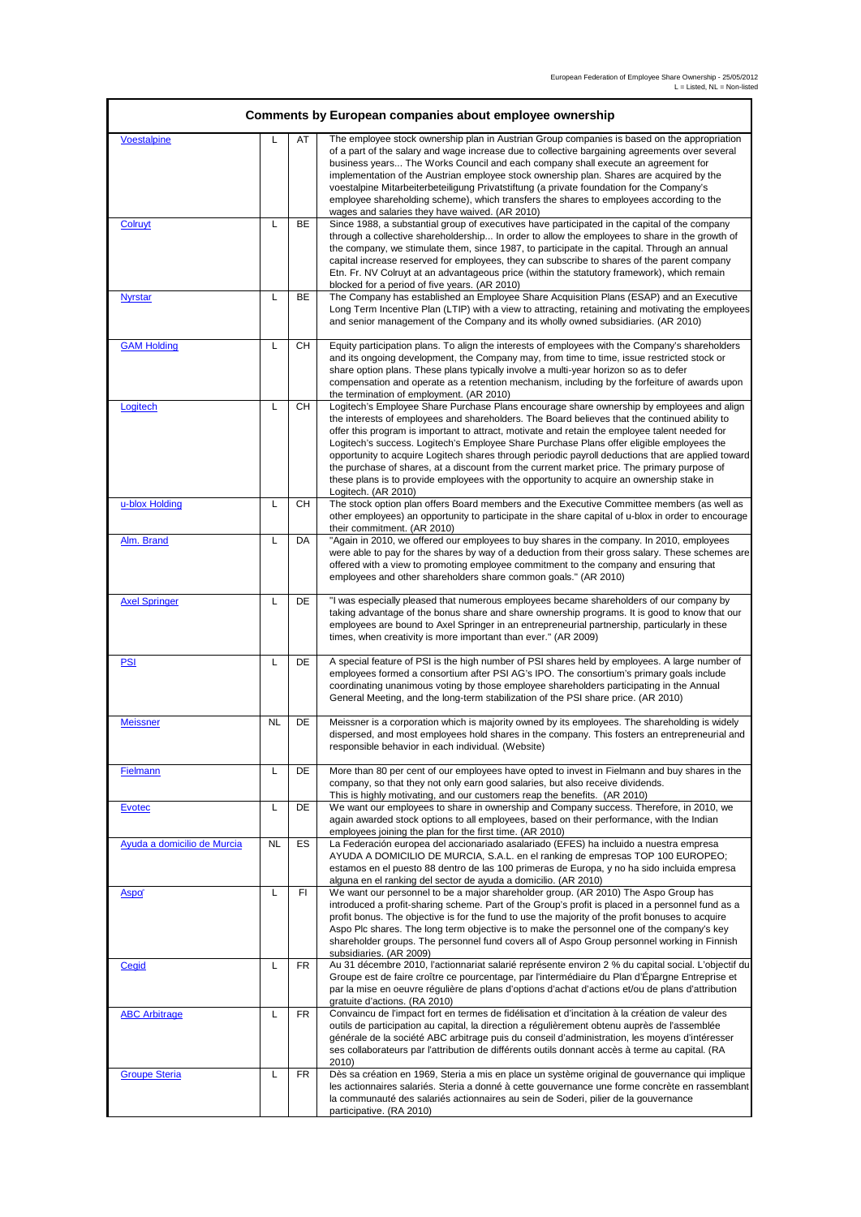European Federation of Employee Share Ownership - 25/05/2012
L = Listed, NL = Non-listed

| Comments by European companies about employee ownership | | | |
|---|---|---|---|
| Voestalpine | L | AT | The employee stock ownership plan in Austrian Group companies is based on the appropriation of a part of the salary and wage increase due to collective bargaining agreements over several business years... The Works Council and each company shall execute an agreement for implementation of the Austrian employee stock ownership plan. Shares are acquired by the voestalpine Mitarbeiterbeteiligung Privatstiftung (a private foundation for the Company's employee shareholding scheme), which transfers the shares to employees according to the wages and salaries they have waived. (AR 2010) |
| Colruyt | L | BE | Since 1988, a substantial group of executives have participated in the capital of the company through a collective shareholdership... In order to allow the employees to share in the growth of the company, we stimulate them, since 1987, to participate in the capital. Through an annual capital increase reserved for employees, they can subscribe to shares of the parent company Etn. Fr. NV Colruyt at an advantageous price (within the statutory framework), which remain blocked for a period of five years. (AR 2010) |
| Nyrstar | L | BE | The Company has established an Employee Share Acquisition Plans (ESAP) and an Executive Long Term Incentive Plan (LTIP) with a view to attracting, retaining and motivating the employees and senior management of the Company and its wholly owned subsidiaries. (AR 2010) |
| GAM Holding | L | CH | Equity participation plans. To align the interests of employees with the Company's shareholders and its ongoing development, the Company may, from time to time, issue restricted stock or share option plans. These plans typically involve a multi-year horizon so as to defer compensation and operate as a retention mechanism, including by the forfeiture of awards upon the termination of employment. (AR 2010) |
| Logitech | L | CH | Logitech's Employee Share Purchase Plans encourage share ownership by employees and align the interests of employees and shareholders. The Board believes that the continued ability to offer this program is important to attract, motivate and retain the employee talent needed for Logitech's success. Logitech's Employee Share Purchase Plans offer eligible employees the opportunity to acquire Logitech shares through periodic payroll deductions that are applied toward the purchase of shares, at a discount from the current market price. The primary purpose of these plans is to provide employees with the opportunity to acquire an ownership stake in Logitech. (AR 2010) |
| u-blox Holding | L | CH | The stock option plan offers Board members and the Executive Committee members (as well as other employees) an opportunity to participate in the share capital of u-blox in order to encourage their commitment. (AR 2010) |
| Alm. Brand | L | DA | "Again in 2010, we offered our employees to buy shares in the company. In 2010, employees were able to pay for the shares by way of a deduction from their gross salary. These schemes are offered with a view to promoting employee commitment to the company and ensuring that employees and other shareholders share common goals." (AR 2010) |
| Axel Springer | L | DE | "I was especially pleased that numerous employees became shareholders of our company by taking advantage of the bonus share and share ownership programs. It is good to know that our employees are bound to Axel Springer in an entrepreneurial partnership, particularly in these times, when creativity is more important than ever." (AR 2009) |
| PSI | L | DE | A special feature of PSI is the high number of PSI shares held by employees. A large number of employees formed a consortium after PSI AG's IPO. The consortium's primary goals include coordinating unanimous voting by those employee shareholders participating in the Annual General Meeting, and the long-term stabilization of the PSI share price. (AR 2010) |
| Meissner | NL | DE | Meissner is a corporation which is majority owned by its employees. The shareholding is widely dispersed, and most employees hold shares in the company. This fosters an entrepreneurial and responsible behavior in each individual. (Website) |
| Fielmann | L | DE | More than 80 per cent of our employees have opted to invest in Fielmann and buy shares in the company, so that they not only earn good salaries, but also receive dividends. This is highly motivating, and our customers reap the benefits. (AR 2010) |
| Evotec | L | DE | We want our employees to share in ownership and Company success. Therefore, in 2010, we again awarded stock options to all employees, based on their performance, with the Indian employees joining the plan for the first time. (AR 2010) |
| Ayuda a domicilio de Murcia | NL | ES | La Federación europea del accionariado asalariado (EFES) ha incluido a nuestra empresa AYUDA A DOMICILIO DE MURCIA, S.A.L. en el ranking de empresas TOP 100 EUROPEO; estamos en el puesto 88 dentro de las 100 primeras de Europa, y no ha sido incluida empresa alguna en el ranking del sector de ayuda a domicilio. (AR 2010) |
| Aspo' | L | FI | We want our personnel to be a major shareholder group. (AR 2010) The Aspo Group has introduced a profit-sharing scheme. Part of the Group's profit is placed in a personnel fund as a profit bonus. The objective is for the fund to use the majority of the profit bonuses to acquire Aspo Plc shares. The long term objective is to make the personnel one of the company's key shareholder groups. The personnel fund covers all of Aspo Group personnel working in Finnish subsidiaries. (AR 2009) |
| Cegid | L | FR | Au 31 décembre 2010, l'actionnariat salarié représente environ 2 % du capital social. L'objectif du Groupe est de faire croître ce pourcentage, par l'intermédiaire du Plan d'Épargne Entreprise et par la mise en oeuvre régulière de plans d'options d'achat d'actions et/ou de plans d'attribution gratuite d'actions. (RA 2010) |
| ABC Arbitrage | L | FR | Convaincu de l'impact fort en termes de fidélisation et d'incitation à la création de valeur des outils de participation au capital, la direction a régulièrement obtenu auprès de l'assemblée générale de la société ABC arbitrage puis du conseil d'administration, les moyens d'intéresser ses collaborateurs par l'attribution de différents outils donnant accès à terme au capital. (RA 2010) |
| Groupe Steria | L | FR | Dès sa création en 1969, Steria a mis en place un système original de gouvernance qui implique les actionnaires salariés. Steria a donné à cette gouvernance une forme concrète en rassemblant la communauté des salariés actionnaires au sein de Soderi, pilier de la gouvernance participative. (RA 2010) |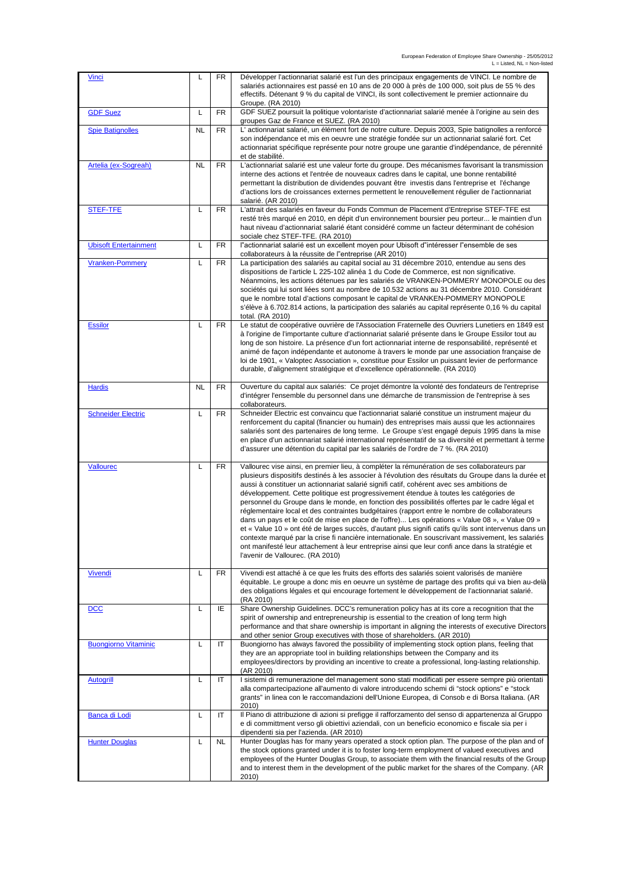| Vinci | L | FR | Développer l'actionnariat salarié est l'un des principaux engagements de VINCI. Le nombre de salariés actionnaires est passé en 10 ans de 20 000 à près de 100 000, soit plus de 55 % des effectifs. Détenant 9 % du capital de VINCI, ils sont collectivement le premier actionnaire du Groupe. (RA 2010) |
|---|---|---|---|
| GDF Suez | L | FR | GDF SUEZ poursuit la politique volontariste d'actionnariat salarié menée à l'origine au sein des groupes Gaz de France et SUEZ. (RA 2010) |
| Spie Batignolles | NL | FR | L' actionnariat salarié, un élément fort de notre culture. Depuis 2003, Spie batignolles a renforcé son indépendance et mis en oeuvre une stratégie fondée sur un actionnariat salarié fort. Cet actionnariat spécifique représente pour notre groupe une garantie d'indépendance, de pérennité et de stabilité. |
| Artelia (ex-Sogreah) | NL | FR | L'actionnariat salarié est une valeur forte du groupe. Des mécanismes favorisant la transmission interne des actions et l'entrée de nouveaux cadres dans le capital, une bonne rentabilité permettant la distribution de dividendes pouvant être investis dans l'entreprise et l'échange d'actions lors de croissances externes permettent le renouvellement régulier de l'actionnariat salarié. (AR 2010) |
| STEF-TFE | L | FR | L'attrait des salariés en faveur du Fonds Commun de Placement d'Entreprise STEF-TFE est resté très marqué en 2010, en dépit d'un environnement boursier peu porteur... le maintien d'un haut niveau d'actionnariat salarié étant considéré comme un facteur déterminant de cohésion sociale chez STEF-TFE. (RA 2010) |
| Ubisoft Entertainment | L | FR | l"actionnariat salarié est un excellent moyen pour Ubisoft d"intéresser l"ensemble de ses collaborateurs à la réussite de l"entreprise (AR 2010) |
| Vranken-Pommery | L | FR | La participation des salariés au capital social au 31 décembre 2010, entendue au sens des dispositions de l'article L 225-102 alinéa 1 du Code de Commerce, est non significative. Néanmoins, les actions détenues par les salariés de VRANKEN-POMMERY MONOPOLE ou des sociétés qui lui sont liées sont au nombre de 10.532 actions au 31 décembre 2010. Considérant que le nombre total d'actions composant le capital de VRANKEN-POMMERY MONOPOLE s'élève à 6.702.814 actions, la participation des salariés au capital représente 0,16 % du capital total. (RA 2010) |
| Essilor | L | FR | Le statut de coopérative ouvrière de l'Association Fraternelle des Ouvriers Lunetiers en 1849 est à l'origine de l'importante culture d'actionnariat salarié présente dans le Groupe Essilor tout au long de son histoire. La présence d'un fort actionnariat interne de responsabilité, représenté et animé de façon indépendante et autonome à travers le monde par une association française de loi de 1901, « Valoptec Association », constitue pour Essilor un puissant levier de performance durable, d'alignement stratégique et d'excellence opérationnelle. (RA 2010) |
| Hardis | NL | FR | Ouverture du capital aux salariés: Ce projet démontre la volonté des fondateurs de l'entreprise d'intégrer l'ensemble du personnel dans une démarche de transmission de l'entreprise à ses collaborateurs. |
| Schneider Electric | L | FR | Schneider Electric est convaincu que l'actionnariat salarié constitue un instrument majeur du renforcement du capital (financier ou humain) des entreprises mais aussi que les actionnaires salariés sont des partenaires de long terme. Le Groupe s'est engagé depuis 1995 dans la mise en place d'un actionnariat salarié international représentatif de sa diversité et permettant à terme d'assurer une détention du capital par les salariés de l'ordre de 7 %. (RA 2010) |
| Vallourec | L | FR | Vallourec vise ainsi, en premier lieu, à compléter la rémunération de ses collaborateurs par plusieurs dispositifs destinés à les associer à l'évolution des résultats du Groupe dans la durée et aussi à constituer un actionnariat salarié signifi catif, cohérent avec ses ambitions de développement. Cette politique est progressivement étendue à toutes les catégories de personnel du Groupe dans le monde, en fonction des possibilités offertes par le cadre légal et réglementaire local et des contraintes budgétaires (rapport entre le nombre de collaborateurs dans un pays et le coût de mise en place de l'offre)... Les opérations « Value 08 », « Value 09 » et « Value 10 » ont été de larges succès, d'autant plus signifi catifs qu'ils sont intervenus dans un contexte marqué par la crise fi nancière internationale. En souscrivant massivement, les salariés ont manifesté leur attachement à leur entreprise ainsi que leur confi ance dans la stratégie et l'avenir de Vallourec. (RA 2010) |
| Vivendi | L | FR | Vivendi est attaché à ce que les fruits des efforts des salariés soient valorisés de manière équitable. Le groupe a donc mis en oeuvre un système de partage des profits qui va bien au-delà des obligations légales et qui encourage fortement le développement de l'actionnariat salarié. (RA 2010) |
| DCC | L | IE | Share Ownership Guidelines. DCC's remuneration policy has at its core a recognition that the spirit of ownership and entrepreneurship is essential to the creation of long term high performance and that share ownership is important in aligning the interests of executive Directors and other senior Group executives with those of shareholders. (AR 2010) |
| Buongiorno Vitaminic | L | IT | Buongiorno has always favored the possibility of implementing stock option plans, feeling that they are an appropriate tool in building relationships between the Company and its employees/directors by providing an incentive to create a professional, long-lasting relationship. (AR 2010) |
| Autogrill | L | IT | I sistemi di remunerazione del management sono stati modificati per essere sempre più orientati alla compartecipazione all'aumento di valore introducendo schemi di "stock options" e "stock grants" in linea con le raccomandazioni dell'Unione Europea, di Consob e di Borsa Italiana. (AR 2010) |
| Banca di Lodi | L | IT | Il Piano di attribuzione di azioni si prefigge il rafforzamento del senso di appartenenza al Gruppo e di committment verso gli obiettivi aziendali, con un beneficio economico e fiscale sia per i dipendenti sia per l'azienda. (AR 2010) |
| Hunter Douglas | L | NL | Hunter Douglas has for many years operated a stock option plan. The purpose of the plan and of the stock options granted under it is to foster long-term employment of valued executives and employees of the Hunter Douglas Group, to associate them with the financial results of the Group and to interest them in the development of the public market for the shares of the Company. (AR 2010) |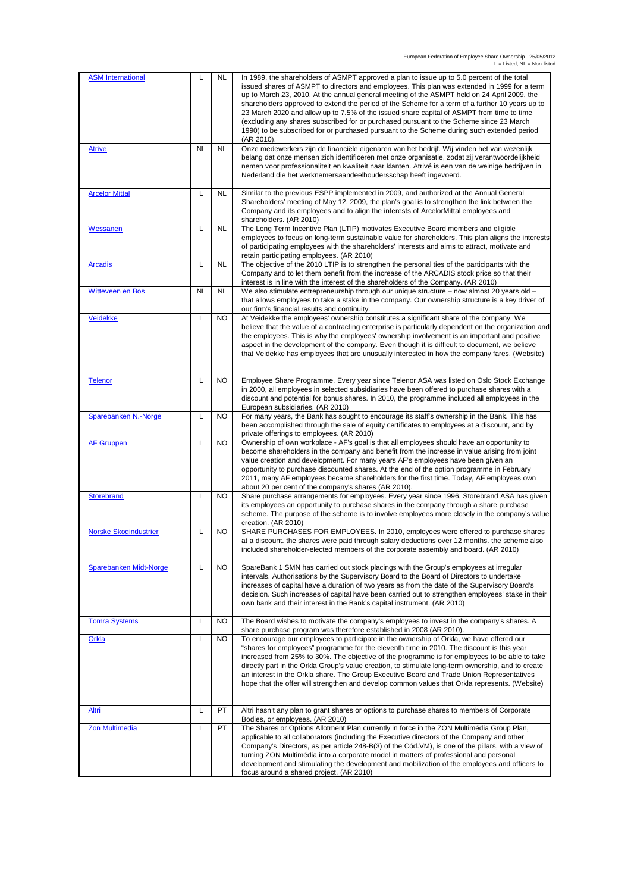| | | | |
|---|---|---|---|
| ASM International | L | NL | In 1989, the shareholders of ASMPT approved a plan to issue up to 5.0 percent of the total issued shares of ASMPT to directors and employees. This plan was extended in 1999 for a term up to March 23, 2010. At the annual general meeting of the ASMPT held on 24 April 2009, the shareholders approved to extend the period of the Scheme for a term of a further 10 years up to 23 March 2020 and allow up to 7.5% of the issued share capital of ASMPT from time to time (excluding any shares subscribed for or purchased pursuant to the Scheme since 23 March 1990) to be subscribed for or purchased pursuant to the Scheme during such extended period (AR 2010). |
| Atrive | NL | NL | Onze medewerkers zijn de financiële eigenaren van het bedrijf. Wij vinden het van wezenlijk belang dat onze mensen zich identificeren met onze organisatie, zodat zij verantwoordelijkheid nemen voor professionaliteit en kwaliteit naar klanten. Atrivé is een van de weinige bedrijven in Nederland die het werknemersaandeelhoudersschap heeft ingevoerd. |
| Arcelor Mittal | L | NL | Similar to the previous ESPP implemented in 2009, and authorized at the Annual General Shareholders' meeting of May 12, 2009, the plan's goal is to strengthen the link between the Company and its employees and to align the interests of ArcelorMittal employees and shareholders. (AR 2010) |
| Wessanen | L | NL | The Long Term Incentive Plan (LTIP) motivates Executive Board members and eligible employees to focus on long-term sustainable value for shareholders. This plan aligns the interests of participating employees with the shareholders' interests and aims to attract, motivate and retain participating employees. (AR 2010) |
| Arcadis | L | NL | The objective of the 2010 LTIP is to strengthen the personal ties of the participants with the Company and to let them benefit from the increase of the ARCADIS stock price so that their interest is in line with the interest of the shareholders of the Company. (AR 2010) |
| Witteveen en Bos | NL | NL | We also stimulate entrepreneurship through our unique structure – now almost 20 years old – that allows employees to take a stake in the company. Our ownership structure is a key driver of our firm's financial results and continuity. |
| Veidekke | L | NO | At Veidekke the employees' ownership constitutes a significant share of the company. We believe that the value of a contracting enterprise is particularly dependent on the organization and the employees. This is why the employees' ownership involvement is an important and positive aspect in the development of the company. Even though it is difficult to document, we believe that Veidekke has employees that are unusually interested in how the company fares. (Website) |
| Telenor | L | NO | Employee Share Programme. Every year since Telenor ASA was listed on Oslo Stock Exchange in 2000, all employees in selected subsidiaries have been offered to purchase shares with a discount and potential for bonus shares. In 2010, the programme included all employees in the European subsidiaries. (AR 2010) |
| Sparebanken N.-Norge | L | NO | For many years, the Bank has sought to encourage its staff's ownership in the Bank. This has been accomplished through the sale of equity certificates to employees at a discount, and by private offerings to employees. (AR 2010) |
| AF Gruppen | L | NO | Ownership of own workplace - AF's goal is that all employees should have an opportunity to become shareholders in the company and benefit from the increase in value arising from joint value creation and development. For many years AF's employees have been given an opportunity to purchase discounted shares. At the end of the option programme in February 2011, many AF employees became shareholders for the first time. Today, AF employees own about 20 per cent of the company's shares (AR 2010). |
| Storebrand | L | NO | Share purchase arrangements for employees. Every year since 1996, Storebrand ASA has given its employees an opportunity to purchase shares in the company through a share purchase scheme. The purpose of the scheme is to involve employees more closely in the company's value creation. (AR 2010) |
| Norske Skogindustrier | L | NO | SHARE PURCHASES FOR EMPLOYEES. In 2010, employees were offered to purchase shares at a discount. the shares were paid through salary deductions over 12 months. the scheme also included shareholder-elected members of the corporate assembly and board. (AR 2010) |
| Sparebanken Midt-Norge | L | NO | SpareBank 1 SMN has carried out stock placings with the Group's employees at irregular intervals. Authorisations by the Supervisory Board to the Board of Directors to undertake increases of capital have a duration of two years as from the date of the Supervisory Board's decision. Such increases of capital have been carried out to strengthen employees' stake in their own bank and their interest in the Bank's capital instrument. (AR 2010) |
| Tomra Systems | L | NO | The Board wishes to motivate the company's employees to invest in the company's shares. A share purchase program was therefore established in 2008 (AR 2010). |
| Orkla | L | NO | To encourage our employees to participate in the ownership of Orkla, we have offered our "shares for employees" programme for the eleventh time in 2010. The discount is this year increased from 25% to 30%. The objective of the programme is for employees to be able to take directly part in the Orkla Group's value creation, to stimulate long-term ownership, and to create an interest in the Orkla share. The Group Executive Board and Trade Union Representatives hope that the offer will strengthen and develop common values that Orkla represents. (Website) |
| Altri | L | PT | Altri hasn't any plan to grant shares or options to purchase shares to members of Corporate Bodies, or employees. (AR 2010) |
| Zon Multimedia | L | PT | The Shares or Options Allotment Plan currently in force in the ZON Multimédia Group Plan, applicable to all collaborators (including the Executive directors of the Company and other Company's Directors, as per article 248-B(3) of the Cód.VM), is one of the pillars, with a view of turning ZON Multimédia into a corporate model in matters of professional and personal development and stimulating the development and mobilization of the employees and officers to focus around a shared project. (AR 2010) |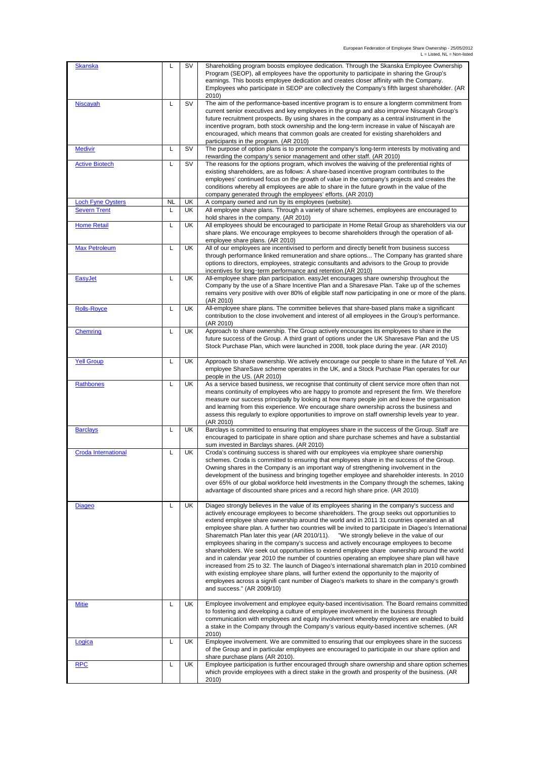| | | | |
|---|---|---|---|
| Skanska | L | SV | Shareholding program boosts employee dedication. Through the Skanska Employee Ownership Program (SEOP), all employees have the opportunity to participate in sharing the Group's earnings. This boosts employee dedication and creates closer affinity with the Company. Employees who participate in SEOP are collectively the Company's fifth largest shareholder. (AR 2010) |
| Niscayah | L | SV | The aim of the performance-based incentive program is to ensure a longterm commitment from current senior executives and key employees in the group and also improve Niscayah Group's future recruitment prospects. By using shares in the company as a central instrument in the incentive program, both stock ownership and the long-term increase in value of Niscayah are encouraged, which means that common goals are created for existing shareholders and participants in the program. (AR 2010) |
| Medivir | L | SV | The purpose of option plans is to promote the company's long-term interests by motivating and rewarding the company's senior management and other staff. (AR 2010) |
| Active Biotech | L | SV | The reasons for the options program, which involves the waiving of the preferential rights of existing shareholders, are as follows: A share-based incentive program contributes to the employees' continued focus on the growth of value in the company's projects and creates the conditions whereby all employees are able to share in the future growth in the value of the company generated through the employees' efforts. (AR 2010) |
| Loch Fyne Oysters | NL | UK | A company owned and run by its employees (website). |
| Severn Trent | L | UK | All employee share plans. Through a variety of share schemes, employees are encouraged to hold shares in the company. (AR 2010) |
| Home Retail | L | UK | All employees should be encouraged to participate in Home Retail Group as shareholders via our share plans. We encourage employees to become shareholders through the operation of all-employee share plans. (AR 2010) |
| Max Petroleum | L | UK | All of our employees are incentivised to perform and directly benefit from business success through performance linked remuneration and share options... The Company has granted share options to directors, employees, strategic consultants and advisors to the Group to provide incentives for long-term performance and retention.(AR 2010) |
| EasyJet | L | UK | All-employee share plan participation. easyJet encourages share ownership throughout the Company by the use of a Share Incentive Plan and a Sharesave Plan. Take up of the schemes remains very positive with over 80% of eligible staff now participating in one or more of the plans. (AR 2010) |
| Rolls-Royce | L | UK | All-employee share plans. The committee believes that share-based plans make a significant contribution to the close involvement and interest of all employees in the Group's performance. (AR 2010) |
| Chemring | L | UK | Approach to share ownership. The Group actively encourages its employees to share in the future success of the Group. A third grant of options under the UK Sharesave Plan and the US Stock Purchase Plan, which were launched in 2008, took place during the year. (AR 2010) |
| Yell Group | L | UK | Approach to share ownership. We actively encourage our people to share in the future of Yell. An employee ShareSave scheme operates in the UK, and a Stock Purchase Plan operates for our people in the US. (AR 2010) |
| Rathbones | L | UK | As a service based business, we recognise that continuity of client service more often than not means continuity of employees who are happy to promote and represent the firm. We therefore measure our success principally by looking at how many people join and leave the organisation and learning from this experience. We encourage share ownership across the business and assess this regularly to explore opportunities to improve on staff ownership levels year to year. (AR 2010) |
| Barclays | L | UK | Barclays is committed to ensuring that employees share in the success of the Group. Staff are encouraged to participate in share option and share purchase schemes and have a substantial sum invested in Barclays shares. (AR 2010) |
| Croda International | L | UK | Croda's continuing success is shared with our employees via employee share ownership schemes. Croda is committed to ensuring that employees share in the success of the Group. Owning shares in the Company is an important way of strengthening involvement in the development of the business and bringing together employee and shareholder interests. In 2010 over 65% of our global workforce held investments in the Company through the schemes, taking advantage of discounted share prices and a record high share price. (AR 2010) |
| Diageo | L | UK | Diageo strongly believes in the value of its employees sharing in the company's success and actively encourage employees to become shareholders. The group seeks out opportunities to extend employee share ownership around the world and in 2011 31 countries operated an all employee share plan. A further two countries will be invited to participate in Diageo's International Sharematch Plan later this year (AR 2010/11). "We strongly believe in the value of our employees sharing in the company's success and actively encourage employees to become shareholders. We seek out opportunities to extend employee share ownership around the world and in calendar year 2010 the number of countries operating an employee share plan will have increased from 25 to 32. The launch of Diageo's international sharematch plan in 2010 combined with existing employee share plans, will further extend the opportunity to the majority of employees across a signifi cant number of Diageo's markets to share in the company's growth and success." (AR 2009/10) |
| Mitie | L | UK | Employee involvement and employee equity-based incentivisation. The Board remains committed to fostering and developing a culture of employee involvement in the business through communication with employees and equity involvement whereby employees are enabled to build a stake in the Company through the Company's various equity-based incentive schemes. (AR 2010) |
| Logica | L | UK | Employee involvement. We are committed to ensuring that our employees share in the success of the Group and in particular employees are encouraged to participate in our share option and share purchase plans (AR 2010). |
| RPC | L | UK | Employee participation is further encouraged through share ownership and share option schemes which provide employees with a direct stake in the growth and prosperity of the business. (AR 2010) |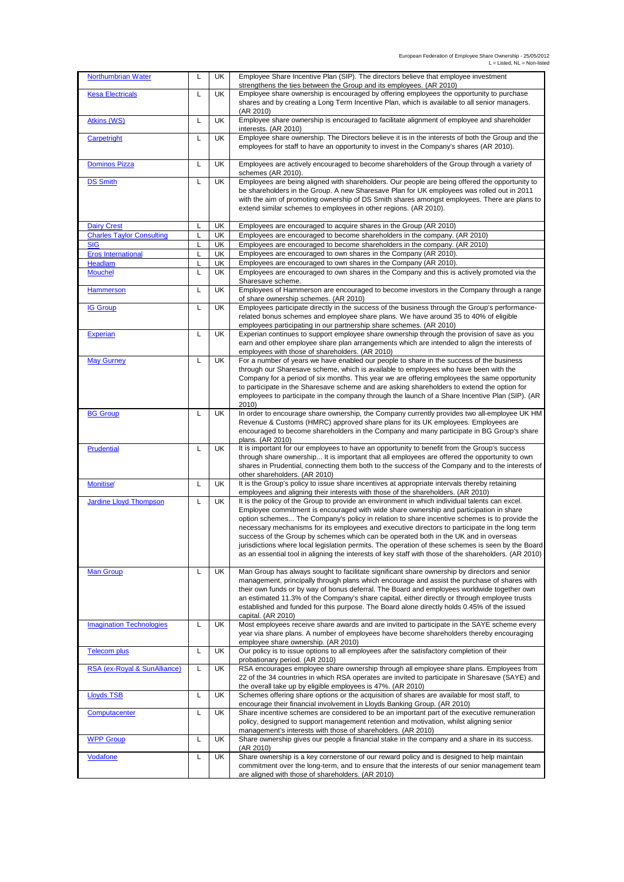| | | | |
|---|---|---|---|
| Northumbrian Water | L | UK | Employee Share Incentive Plan (SIP). The directors believe that employee investment strengthens the ties between the Group and its employees. (AR 2010) |
| Kesa Electricals | L | UK | Employee share ownership is encouraged by offering employees the opportunity to purchase shares and by creating a Long Term Incentive Plan, which is available to all senior managers. (AR 2010) |
| Atkins (WS) | L | UK | Employee share ownership is encouraged to facilitate alignment of employee and shareholder interests. (AR 2010) |
| Carpetright | L | UK | Employee share ownership. The Directors believe it is in the interests of both the Group and the employees for staff to have an opportunity to invest in the Company's shares (AR 2010). |
| Dominos Pizza | L | UK | Employees are actively encouraged to become shareholders of the Group through a variety of schemes (AR 2010). |
| DS Smith | L | UK | Employees are being aligned with shareholders. Our people are being offered the opportunity to be shareholders in the Group. A new Sharesave Plan for UK employees was rolled out in 2011 with the aim of promoting ownership of DS Smith shares amongst employees. There are plans to extend similar schemes to employees in other regions. (AR 2010). |
| Dairy Crest | L | UK | Employees are encouraged to acquire shares in the Group (AR 2010) |
| Charles Taylor Consulting | L | UK | Employees are encouraged to become shareholders in the company. (AR 2010) |
| SIG | L | UK | Employees are encouraged to become shareholders in the company. (AR 2010) |
| Eros International | L | UK | Employees are encouraged to own shares in the Company (AR 2010). |
| Headlam | L | UK | Employees are encouraged to own shares in the Company (AR 2010). |
| Mouchel | L | UK | Employees are encouraged to own shares in the Company and this is actively promoted via the Sharesave scheme. |
| Hammerson | L | UK | Employees of Hammerson are encouraged to become investors in the Company through a range of share ownership schemes. (AR 2010) |
| IG Group | L | UK | Employees participate directly in the success of the business through the Group's performance-related bonus schemes and employee share plans. We have around 35 to 40% of eligible employees participating in our partnership share schemes. (AR 2010) |
| Experian | L | UK | Experian continues to support employee share ownership through the provision of save as you earn and other employee share plan arrangements which are intended to align the interests of employees with those of shareholders. (AR 2010) |
| May Gurney | L | UK | For a number of years we have enabled our people to share in the success of the business through our Sharesave scheme, which is available to employees who have been with the Company for a period of six months. This year we are offering employees the same opportunity to participate in the Sharesave scheme and are asking shareholders to extend the option for employees to participate in the company through the launch of a Share Incentive Plan (SIP). (AR 2010) |
| BG Group | L | UK | In order to encourage share ownership, the Company currently provides two all-employee UK HM Revenue & Customs (HMRC) approved share plans for its UK employees. Employees are encouraged to become shareholders in the Company and many participate in BG Group's share plans. (AR 2010) |
| Prudential | L | UK | It is important for our employees to have an opportunity to benefit from the Group's success through share ownership... It is important that all employees are offered the opportunity to own shares in Prudential, connecting them both to the success of the Company and to the interests of other shareholders. (AR 2010) |
| Monitise | L | UK | It is the Group's policy to issue share incentives at appropriate intervals thereby retaining employees and aligning their interests with those of the shareholders. (AR 2010) |
| Jardine Lloyd Thompson | L | UK | It is the policy of the Group to provide an environment in which individual talents can excel. Employee commitment is encouraged with wide share ownership and participation in share option schemes... The Company's policy in relation to share incentive schemes is to provide the necessary mechanisms for its employees and executive directors to participate in the long term success of the Group by schemes which can be operated both in the UK and in overseas jurisdictions where local legislation permits. The operation of these schemes is seen by the Board as an essential tool in aligning the interests of key staff with those of the shareholders. (AR 2010) |
| Man Group | L | UK | Man Group has always sought to facilitate significant share ownership by directors and senior management, principally through plans which encourage and assist the purchase of shares with their own funds or by way of bonus deferral. The Board and employees worldwide together own an estimated 11.3% of the Company's share capital, either directly or through employee trusts established and funded for this purpose. The Board alone directly holds 0.45% of the issued capital. (AR 2010) |
| Imagination Technologies | L | UK | Most employees receive share awards and are invited to participate in the SAYE scheme every year via share plans. A number of employees have become shareholders thereby encouraging employee share ownership. (AR 2010) |
| Telecom plus | L | UK | Our policy is to issue options to all employees after the satisfactory completion of their probationary period. (AR 2010) |
| RSA (ex-Royal & SunAlliance) | L | UK | RSA encourages employee share ownership through all employee share plans. Employees from 22 of the 34 countries in which RSA operates are invited to participate in Sharesave (SAYE) and the overall take up by eligible employees is 47%. (AR 2010) |
| Lloyds TSB | L | UK | Schemes offering share options or the acquisition of shares are available for most staff, to encourage their financial involvement in Lloyds Banking Group. (AR 2010) |
| Computacenter | L | UK | Share incentive schemes are considered to be an important part of the executive remuneration policy, designed to support management retention and motivation, whilst aligning senior management's interests with those of shareholders. (AR 2010) |
| WPP Group | L | UK | Share ownership gives our people a financial stake in the company and a share in its success. (AR 2010) |
| Vodafone | L | UK | Share ownership is a key cornerstone of our reward policy and is designed to help maintain commitment over the long-term, and to ensure that the interests of our senior management team are aligned with those of shareholders. (AR 2010) |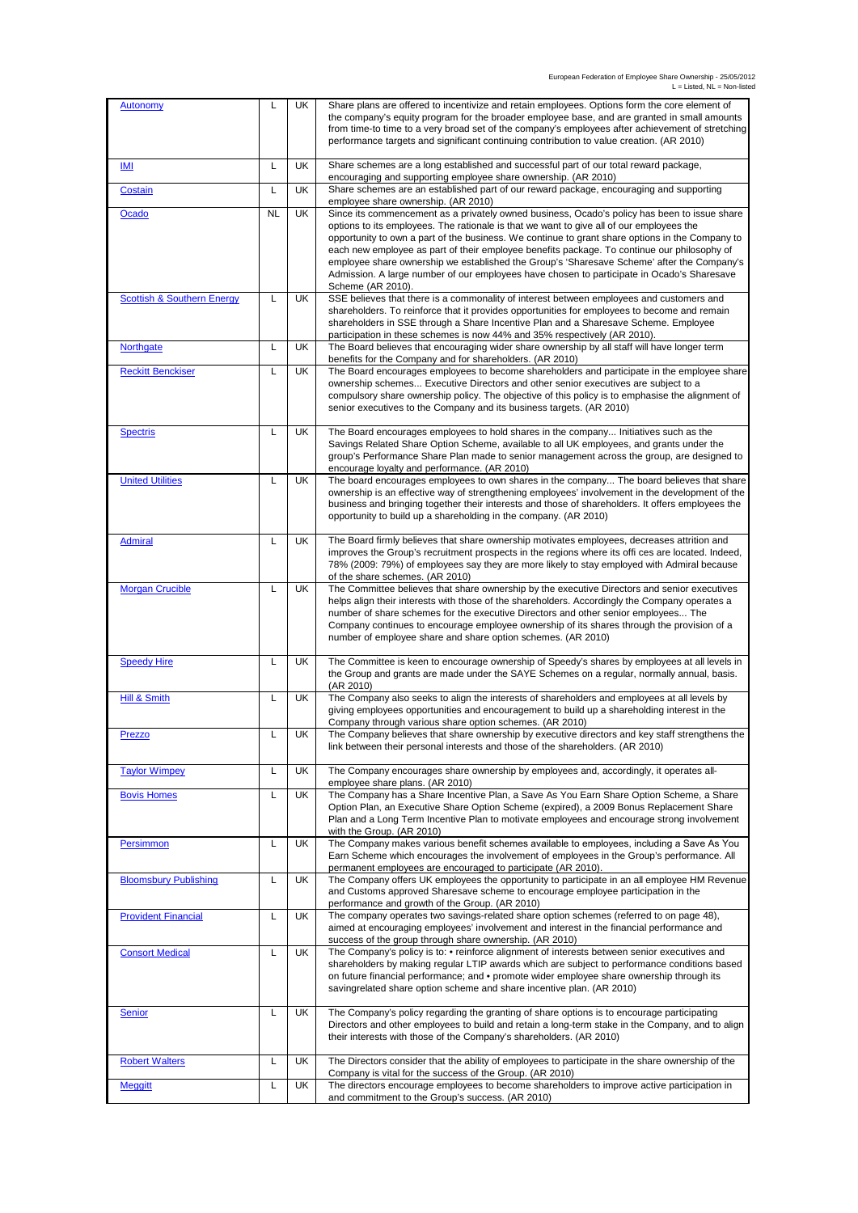| | | | |
|---|---|---|---|
| Autonomy | L | UK | Share plans are offered to incentivize and retain employees. Options form the core element of the company's equity program for the broader employee base, and are granted in small amounts from time-to time to a very broad set of the company's employees after achievement of stretching performance targets and significant continuing contribution to value creation. (AR 2010) |
| IMI | L | UK | Share schemes are a long established and successful part of our total reward package, encouraging and supporting employee share ownership. (AR 2010) |
| Costain | L | UK | Share schemes are an established part of our reward package, encouraging and supporting employee share ownership. (AR 2010) |
| Ocado | NL | UK | Since its commencement as a privately owned business, Ocado's policy has been to issue share options to its employees. The rationale is that we want to give all of our employees the opportunity to own a part of the business. We continue to grant share options in the Company to each new employee as part of their employee benefits package. To continue our philosophy of employee share ownership we established the Group's 'Sharesave Scheme' after the Company's Admission. A large number of our employees have chosen to participate in Ocado's Sharesave Scheme (AR 2010). |
| Scottish & Southern Energy | L | UK | SSE believes that there is a commonality of interest between employees and customers and shareholders. To reinforce that it provides opportunities for employees to become and remain shareholders in SSE through a Share Incentive Plan and a Sharesave Scheme. Employee participation in these schemes is now 44% and 35% respectively (AR 2010). |
| Northgate | L | UK | The Board believes that encouraging wider share ownership by all staff will have longer term benefits for the Company and for shareholders. (AR 2010) |
| Reckitt Benckiser | L | UK | The Board encourages employees to become shareholders and participate in the employee share ownership schemes... Executive Directors and other senior executives are subject to a compulsory share ownership policy. The objective of this policy is to emphasise the alignment of senior executives to the Company and its business targets. (AR 2010) |
| Spectris | L | UK | The Board encourages employees to hold shares in the company... Initiatives such as the Savings Related Share Option Scheme, available to all UK employees, and grants under the group's Performance Share Plan made to senior management across the group, are designed to encourage loyalty and performance. (AR 2010) |
| United Utilities | L | UK | The board encourages employees to own shares in the company... The board believes that share ownership is an effective way of strengthening employees' involvement in the development of the business and bringing together their interests and those of shareholders. It offers employees the opportunity to build up a shareholding in the company. (AR 2010) |
| Admiral | L | UK | The Board firmly believes that share ownership motivates employees, decreases attrition and improves the Group's recruitment prospects in the regions where its offi ces are located. Indeed, 78% (2009: 79%) of employees say they are more likely to stay employed with Admiral because of the share schemes. (AR 2010) |
| Morgan Crucible | L | UK | The Committee believes that share ownership by the executive Directors and senior executives helps align their interests with those of the shareholders. Accordingly the Company operates a number of share schemes for the executive Directors and other senior employees... The Company continues to encourage employee ownership of its shares through the provision of a number of employee share and share option schemes. (AR 2010) |
| Speedy Hire | L | UK | The Committee is keen to encourage ownership of Speedy's shares by employees at all levels in the Group and grants are made under the SAYE Schemes on a regular, normally annual, basis. (AR 2010) |
| Hill & Smith | L | UK | The Company also seeks to align the interests of shareholders and employees at all levels by giving employees opportunities and encouragement to build up a shareholding interest in the Company through various share option schemes. (AR 2010) |
| Prezzo | L | UK | The Company believes that share ownership by executive directors and key staff strengthens the link between their personal interests and those of the shareholders. (AR 2010) |
| Taylor Wimpey | L | UK | The Company encourages share ownership by employees and, accordingly, it operates all-employee share plans. (AR 2010) |
| Bovis Homes | L | UK | The Company has a Share Incentive Plan, a Save As You Earn Share Option Scheme, a Share Option Plan, an Executive Share Option Scheme (expired), a 2009 Bonus Replacement Share Plan and a Long Term Incentive Plan to motivate employees and encourage strong involvement with the Group. (AR 2010) |
| Persimmon | L | UK | The Company makes various benefit schemes available to employees, including a Save As You Earn Scheme which encourages the involvement of employees in the Group's performance. All permanent employees are encouraged to participate (AR 2010). |
| Bloomsbury Publishing | L | UK | The Company offers UK employees the opportunity to participate in an all employee HM Revenue and Customs approved Sharesave scheme to encourage employee participation in the performance and growth of the Group. (AR 2010) |
| Provident Financial | L | UK | The company operates two savings-related share option schemes (referred to on page 48), aimed at encouraging employees' involvement and interest in the financial performance and success of the group through share ownership. (AR 2010) |
| Consort Medical | L | UK | The Company's policy is to: • reinforce alignment of interests between senior executives and shareholders by making regular LTIP awards which are subject to performance conditions based on future financial performance; and • promote wider employee share ownership through its savingrelated share option scheme and share incentive plan. (AR 2010) |
| Senior | L | UK | The Company's policy regarding the granting of share options is to encourage participating Directors and other employees to build and retain a long-term stake in the Company, and to align their interests with those of the Company's shareholders. (AR 2010) |
| Robert Walters | L | UK | The Directors consider that the ability of employees to participate in the share ownership of the Company is vital for the success of the Group. (AR 2010) |
| Meggitt | L | UK | The directors encourage employees to become shareholders to improve active participation in and commitment to the Group's success. (AR 2010) |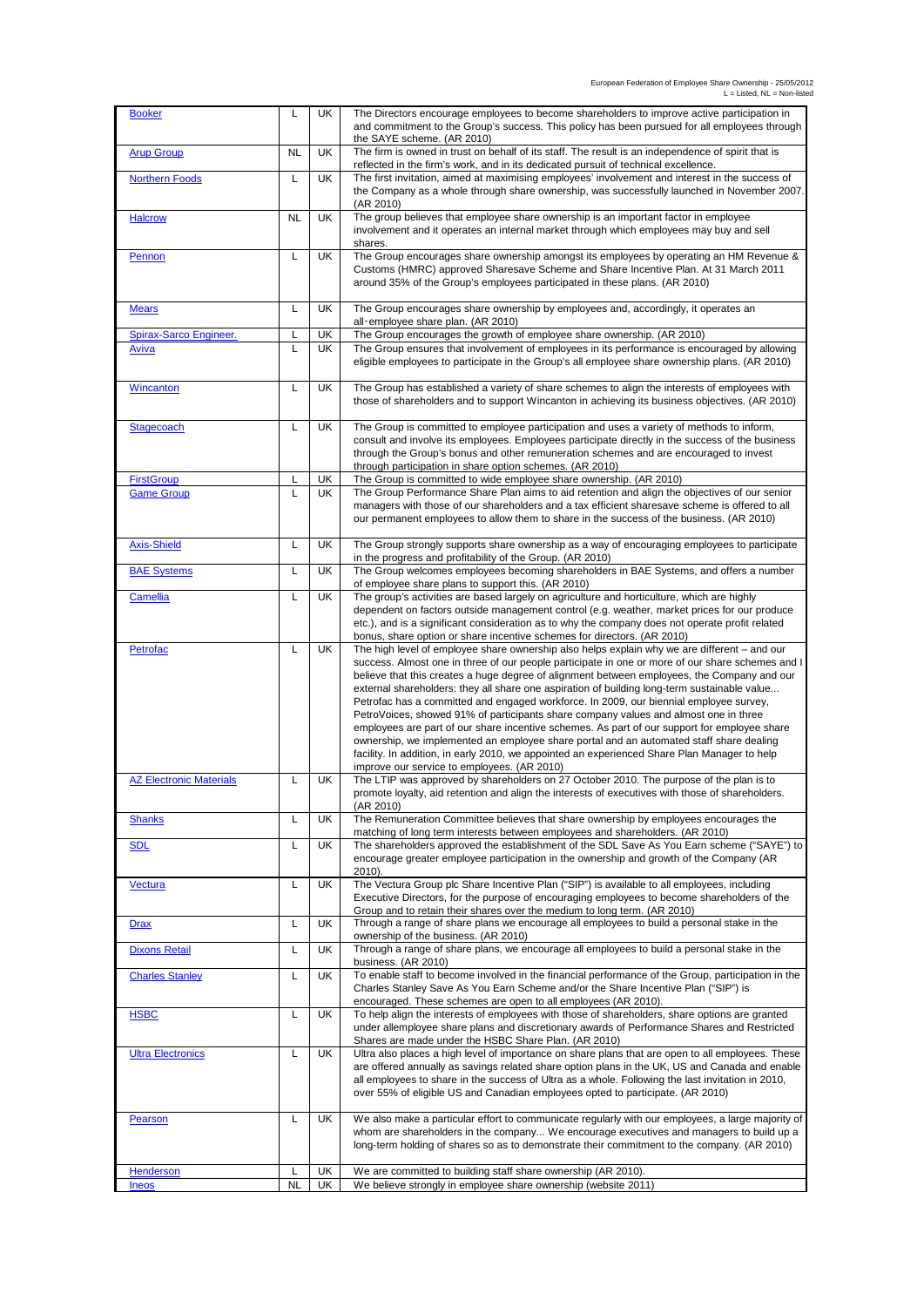| | | | |
|---|---|---|---|
| Booker | L | UK | The Directors encourage employees to become shareholders to improve active participation in and commitment to the Group's success. This policy has been pursued for all employees through the SAYE scheme. (AR 2010) |
| Arup Group | NL | UK | The firm is owned in trust on behalf of its staff. The result is an independence of spirit that is reflected in the firm's work, and in its dedicated pursuit of technical excellence. |
| Northern Foods | L | UK | The first invitation, aimed at maximising employees' involvement and interest in the success of the Company as a whole through share ownership, was successfully launched in November 2007. (AR 2010) |
| Halcrow | NL | UK | The group believes that employee share ownership is an important factor in employee involvement and it operates an internal market through which employees may buy and sell shares. |
| Pennon | L | UK | The Group encourages share ownership amongst its employees by operating an HM Revenue & Customs (HMRC) approved Sharesave Scheme and Share Incentive Plan. At 31 March 2011 around 35% of the Group's employees participated in these plans. (AR 2010) |
| Mears | L | UK | The Group encourages share ownership by employees and, accordingly, it operates an all-employee share plan. (AR 2010) |
| Spirax-Sarco Engineer. | L | UK | The Group encourages the growth of employee share ownership. (AR 2010) |
| Aviva | L | UK | The Group ensures that involvement of employees in its performance is encouraged by allowing eligible employees to participate in the Group's all employee share ownership plans. (AR 2010) |
| Wincanton | L | UK | The Group has established a variety of share schemes to align the interests of employees with those of shareholders and to support Wincanton in achieving its business objectives. (AR 2010) |
| Stagecoach | L | UK | The Group is committed to employee participation and uses a variety of methods to inform, consult and involve its employees. Employees participate directly in the success of the business through the Group's bonus and other remuneration schemes and are encouraged to invest through participation in share option schemes. (AR 2010) |
| FirstGroup | L | UK | The Group is committed to wide employee share ownership. (AR 2010) |
| Game Group | L | UK | The Group Performance Share Plan aims to aid retention and align the objectives of our senior managers with those of our shareholders and a tax efficient sharesave scheme is offered to all our permanent employees to allow them to share in the success of the business. (AR 2010) |
| Axis-Shield | L | UK | The Group strongly supports share ownership as a way of encouraging employees to participate in the progress and profitability of the Group. (AR 2010) |
| BAE Systems | L | UK | The Group welcomes employees becoming shareholders in BAE Systems, and offers a number of employee share plans to support this. (AR 2010) |
| Camellia | L | UK | The group's activities are based largely on agriculture and horticulture, which are highly dependent on factors outside management control (e.g. weather, market prices for our produce etc.), and is a significant consideration as to why the company does not operate profit related bonus, share option or share incentive schemes for directors. (AR 2010) |
| Petrofac | L | UK | The high level of employee share ownership also helps explain why we are different – and our success. Almost one in three of our people participate in one or more of our share schemes and I believe that this creates a huge degree of alignment between employees, the Company and our external shareholders: they all share one aspiration of building long-term sustainable value... Petrofac has a committed and engaged workforce. In 2009, our biennial employee survey, PetroVoices, showed 91% of participants share company values and almost one in three employees are part of our share incentive schemes. As part of our support for employee share ownership, we implemented an employee share portal and an automated staff share dealing facility. In addition, in early 2010, we appointed an experienced Share Plan Manager to help improve our service to employees. (AR 2010) |
| AZ Electronic Materials | L | UK | The LTIP was approved by shareholders on 27 October 2010. The purpose of the plan is to promote loyalty, aid retention and align the interests of executives with those of shareholders. (AR 2010) |
| Shanks | L | UK | The Remuneration Committee believes that share ownership by employees encourages the matching of long term interests between employees and shareholders. (AR 2010) |
| SDL | L | UK | The shareholders approved the establishment of the SDL Save As You Earn scheme ("SAYE") to encourage greater employee participation in the ownership and growth of the Company (AR 2010). |
| Vectura | L | UK | The Vectura Group plc Share Incentive Plan ("SIP") is available to all employees, including Executive Directors, for the purpose of encouraging employees to become shareholders of the Group and to retain their shares over the medium to long term. (AR 2010) |
| Drax | L | UK | Through a range of share plans we encourage all employees to build a personal stake in the ownership of the business. (AR 2010) |
| Dixons Retail | L | UK | Through a range of share plans, we encourage all employees to build a personal stake in the business. (AR 2010) |
| Charles Stanley | L | UK | To enable staff to become involved in the financial performance of the Group, participation in the Charles Stanley Save As You Earn Scheme and/or the Share Incentive Plan ("SIP") is encouraged. These schemes are open to all employees (AR 2010). |
| HSBC | L | UK | To help align the interests of employees with those of shareholders, share options are granted under allemployee share plans and discretionary awards of Performance Shares and Restricted Shares are made under the HSBC Share Plan. (AR 2010) |
| Ultra Electronics | L | UK | Ultra also places a high level of importance on share plans that are open to all employees. These are offered annually as savings related share option plans in the UK, US and Canada and enable all employees to share in the success of Ultra as a whole. Following the last invitation in 2010, over 55% of eligible US and Canadian employees opted to participate. (AR 2010) |
| Pearson | L | UK | We also make a particular effort to communicate regularly with our employees, a large majority of whom are shareholders in the company... We encourage executives and managers to build up a long-term holding of shares so as to demonstrate their commitment to the company. (AR 2010) |
| Henderson | L | UK | We are committed to building staff share ownership (AR 2010). |
| Ineos | NL | UK | We believe strongly in employee share ownership (website 2011) |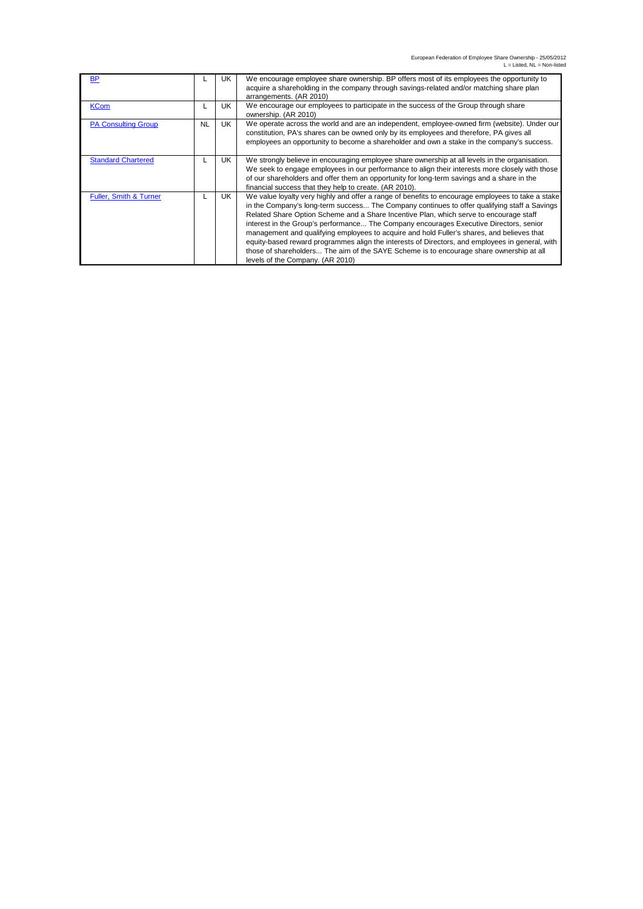| | | | |
|---|---|---|---|
| BP | L | UK | We encourage employee share ownership. BP offers most of its employees the opportunity to acquire a shareholding in the company through savings-related and/or matching share plan arrangements. (AR 2010) |
| KCom | L | UK | We encourage our employees to participate in the success of the Group through share ownership. (AR 2010) |
| PA Consulting Group | NL | UK | We operate across the world and are an independent, employee-owned firm (website). Under our constitution, PA's shares can be owned only by its employees and therefore, PA gives all employees an opportunity to become a shareholder and own a stake in the company's success. |
| Standard Chartered | L | UK | We strongly believe in encouraging employee share ownership at all levels in the organisation. We seek to engage employees in our performance to align their interests more closely with those of our shareholders and offer them an opportunity for long-term savings and a share in the financial success that they help to create. (AR 2010). |
| Fuller, Smith & Turner | L | UK | We value loyalty very highly and offer a range of benefits to encourage employees to take a stake in the Company's long-term success... The Company continues to offer qualifying staff a Savings Related Share Option Scheme and a Share Incentive Plan, which serve to encourage staff interest in the Group's performance... The Company encourages Executive Directors, senior management and qualifying employees to acquire and hold Fuller's shares, and believes that equity-based reward programmes align the interests of Directors, and employees in general, with those of shareholders... The aim of the SAYE Scheme is to encourage share ownership at all levels of the Company. (AR 2010) |